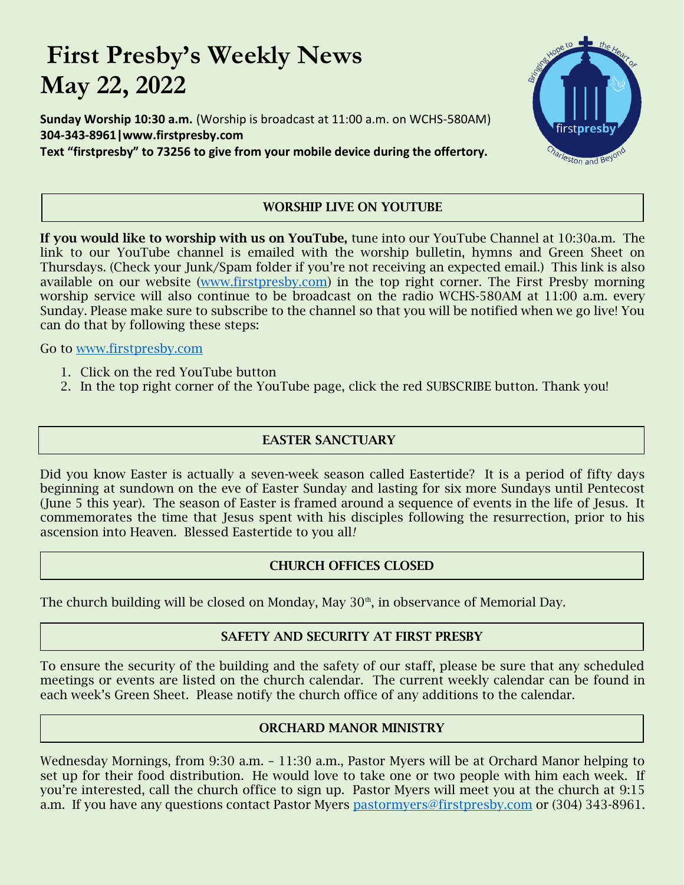# First Presby's Weekly News
# May 22, 2022

**Sunday Worship 10:30 a.m.** (Worship is broadcast at 11:00 a.m. on WCHS-580AM)
**304-343-8961|www.firstpresby.com**
**Text "firstpresby" to 73256 to give from your mobile device during the offertory.**

## WORSHIP LIVE ON YOUTUBE

**If you would like to worship with us on YouTube,** tune into our YouTube Channel at 10:30a.m. The link to our YouTube channel is emailed with the worship bulletin, hymns and Green Sheet on Thursdays. (Check your Junk/Spam folder if you're not receiving an expected email.) This link is also available on our website (www.firstpresby.com) in the top right corner. The First Presby morning worship service will also continue to be broadcast on the radio WCHS-580AM at 11:00 a.m. every Sunday. Please make sure to subscribe to the channel so that you will be notified when we go live! You can do that by following these steps:

Go to www.firstpresby.com

1. Click on the red YouTube button
2. In the top right corner of the YouTube page, click the red SUBSCRIBE button. Thank you!

## EASTER SANCTUARY

Did you know Easter is actually a seven-week season called Eastertide? It is a period of fifty days beginning at sundown on the eve of Easter Sunday and lasting for six more Sundays until Pentecost (June 5 this year). The season of Easter is framed around a sequence of events in the life of Jesus. It commemorates the time that Jesus spent with his disciples following the resurrection, prior to his ascension into Heaven. Blessed Eastertide to you all*!*

## CHURCH OFFICES CLOSED

The church building will be closed on Monday, May 30th, in observance of Memorial Day.

## SAFETY AND SECURITY AT FIRST PRESBY

To ensure the security of the building and the safety of our staff, please be sure that any scheduled meetings or events are listed on the church calendar. The current weekly calendar can be found in each week's Green Sheet. Please notify the church office of any additions to the calendar.

## ORCHARD MANOR MINISTRY

Wednesday Mornings, from 9:30 a.m. – 11:30 a.m., Pastor Myers will be at Orchard Manor helping to set up for their food distribution. He would love to take one or two people with him each week. If you're interested, call the church office to sign up. Pastor Myers will meet you at the church at 9:15 a.m. If you have any questions contact Pastor Myers pastormyers@firstpresby.com or (304) 343-8961.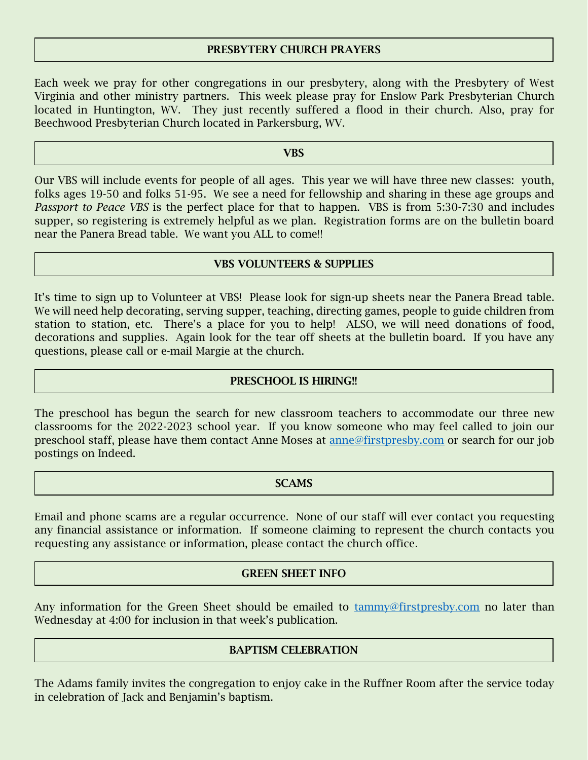## PRESBYTERY CHURCH PRAYERS

Each week we pray for other congregations in our presbytery, along with the Presbytery of West Virginia and other ministry partners. This week please pray for Enslow Park Presbyterian Church located in Huntington, WV. They just recently suffered a flood in their church. Also, pray for Beechwood Presbyterian Church located in Parkersburg, WV.

## VBS

Our VBS will include events for people of all ages. This year we will have three new classes: youth, folks ages 19-50 and folks 51-95. We see a need for fellowship and sharing in these age groups and *Passport to Peace VBS* is the perfect place for that to happen. VBS is from 5:30-7:30 and includes supper, so registering is extremely helpful as we plan. Registration forms are on the bulletin board near the Panera Bread table. We want you ALL to come!!

## VBS VOLUNTEERS & SUPPLIES

It's time to sign up to Volunteer at VBS! Please look for sign-up sheets near the Panera Bread table. We will need help decorating, serving supper, teaching, directing games, people to guide children from station to station, etc. There's a place for you to help! ALSO, we will need donations of food, decorations and supplies. Again look for the tear off sheets at the bulletin board. If you have any questions, please call or e-mail Margie at the church.

## PRESCHOOL IS HIRING!!

The preschool has begun the search for new classroom teachers to accommodate our three new classrooms for the 2022-2023 school year. If you know someone who may feel called to join our preschool staff, please have them contact Anne Moses at anne@firstpresby.com or search for our job postings on Indeed.

## SCAMS

Email and phone scams are a regular occurrence. None of our staff will ever contact you requesting any financial assistance or information. If someone claiming to represent the church contacts you requesting any assistance or information, please contact the church office.

## GREEN SHEET INFO

Any information for the Green Sheet should be emailed to tammy@firstpresby.com no later than Wednesday at 4:00 for inclusion in that week's publication.

## BAPTISM CELEBRATION

The Adams family invites the congregation to enjoy cake in the Ruffner Room after the service today in celebration of Jack and Benjamin's baptism.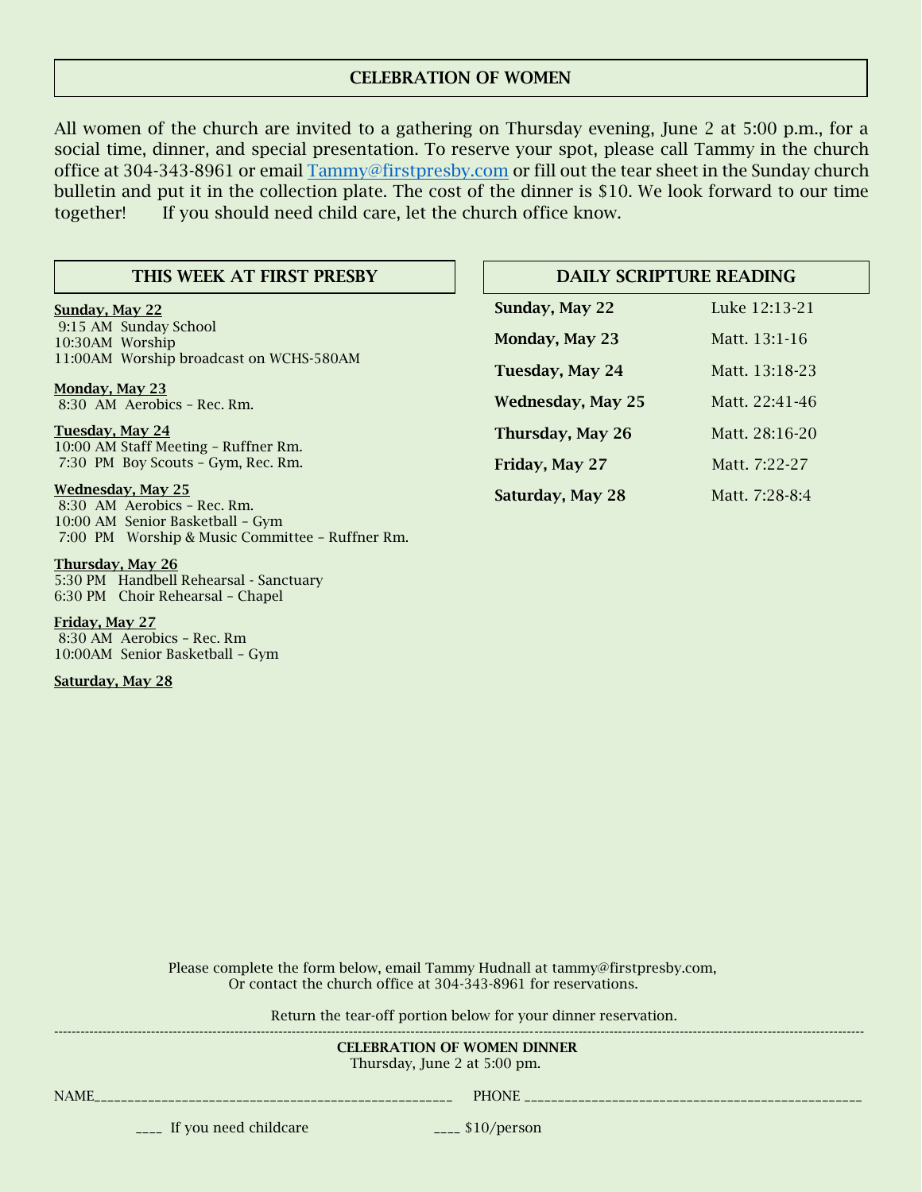## CELEBRATION OF WOMEN

All women of the church are invited to a gathering on Thursday evening, June 2 at 5:00 p.m., for a social time, dinner, and special presentation. To reserve your spot, please call Tammy in the church office at 304-343-8961 or email Tammy@firstpresby.com or fill out the tear sheet in the Sunday church bulletin and put it in the collection plate. The cost of the dinner is $10. We look forward to our time together! If you should need child care, let the church office know.

## THIS WEEK AT FIRST PRESBY

**Sunday, May 22**
9:15 AM Sunday School
10:30AM Worship
11:00AM Worship broadcast on WCHS-580AM

**Monday, May 23**
8:30 AM Aerobics – Rec. Rm.

**Tuesday, May 24**
10:00 AM Staff Meeting – Ruffner Rm.
7:30 PM Boy Scouts – Gym, Rec. Rm.

**Wednesday, May 25**
8:30 AM Aerobics – Rec. Rm.
10:00 AM Senior Basketball – Gym
7:00 PM Worship & Music Committee – Ruffner Rm.

**Thursday, May 26**
5:30 PM Handbell Rehearsal - Sanctuary
6:30 PM Choir Rehearsal – Chapel

**Friday, May 27**
8:30 AM Aerobics – Rec. Rm
10:00AM Senior Basketball – Gym

**Saturday, May 28**

## DAILY SCRIPTURE READING

| | |
|---|---|
| **Sunday, May 22** | Luke 12:13-21 |
| **Monday, May 23** | Matt. 13:1-16 |
| **Tuesday, May 24** | Matt. 13:18-23 |
| **Wednesday, May 25** | Matt. 22:41-46 |
| **Thursday, May 26** | Matt. 28:16-20 |
| **Friday, May 27** | Matt. 7:22-27 |
| **Saturday, May 28** | Matt. 7:28-8:4 |

Please complete the form below, email Tammy Hudnall at tammy@firstpresby.com,
Or contact the church office at 304-343-8961 for reservations.

Return the tear-off portion below for your dinner reservation.

---

**CELEBRATION OF WOMEN DINNER**
Thursday, June 2 at 5:00 pm.

NAME\_\_\_\_\_\_\_\_\_\_\_\_\_\_\_\_\_\_\_\_\_\_\_\_\_\_\_\_\_\_\_\_\_\_\_\_\_\_\_\_\_\_\_\_\_\_ PHONE \_\_\_\_\_\_\_\_\_\_\_\_\_\_\_\_\_\_\_\_\_\_\_\_\_\_\_\_\_\_\_\_\_\_\_\_\_\_\_\_\_\_\_\_\_\_

\_\_\_\_ If you need childcare \_\_\_\_ $10/person